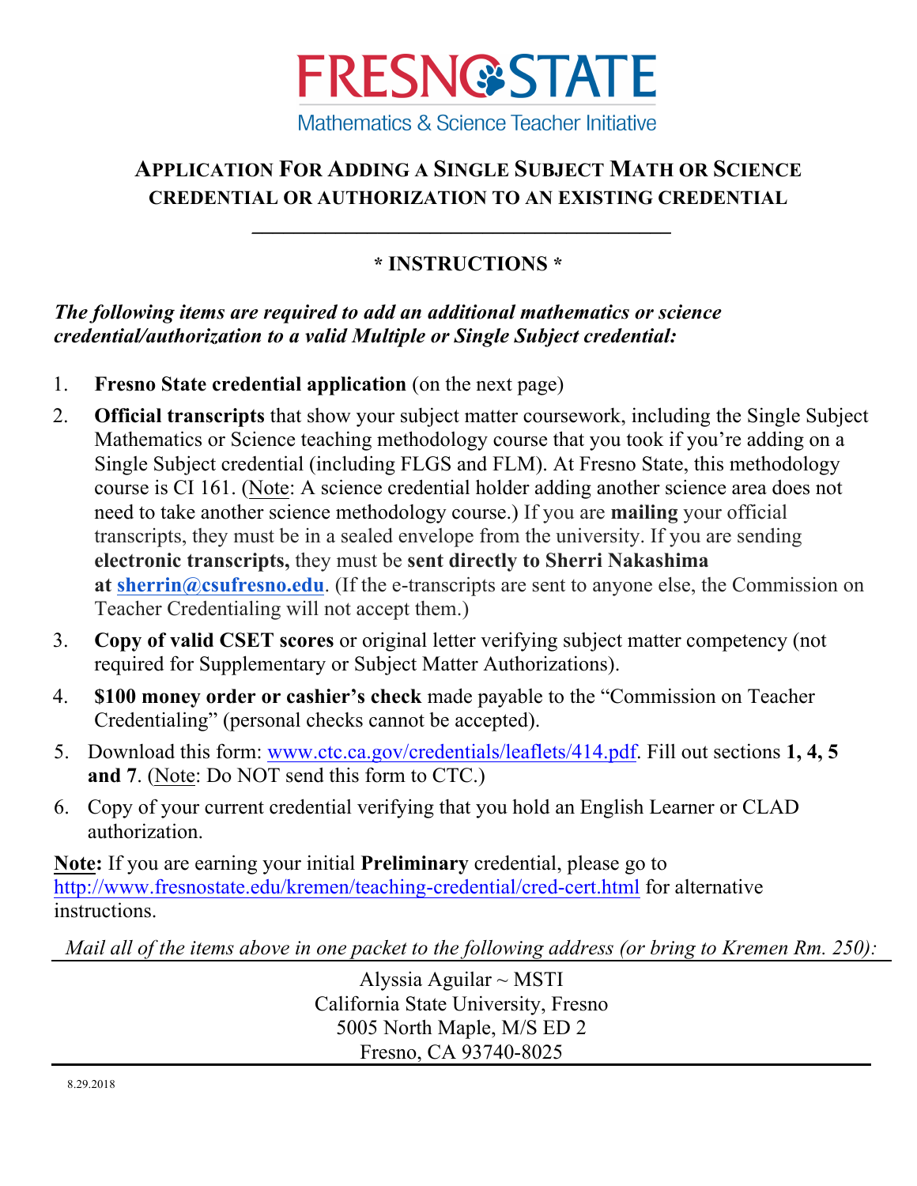# FRESNO STATE

Mathematics & Science Teacher Initiative

## APPLICATION FOR ADDING A SINGLE SUBJECT MATH OR SCIENCE CREDENTIAL OR AUTHORIZATION TO AN EXISTING CREDENTIAL

---

### * INSTRUCTIONS *

***The following items are required to add an additional mathematics or science credential/authorization to a valid Multiple or Single Subject credential:***

1. **Fresno State credential application** (on the next page)
2. **Official transcripts** that show your subject matter coursework, including the Single Subject Mathematics or Science teaching methodology course that you took if you're adding on a Single Subject credential (including FLGS and FLM). At Fresno State, this methodology course is CI 161. (Note: A science credential holder adding another science area does not need to take another science methodology course.) If you are **mailing** your official transcripts, they must be in a sealed envelope from the university. If you are sending **electronic transcripts,** they must be **sent directly to Sherri Nakashima at [sherrin@csufresno.edu](mailto:sherrin@csufresno.edu)**. (If the e-transcripts are sent to anyone else, the Commission on Teacher Credentialing will not accept them.)
3. **Copy of valid CSET scores** or original letter verifying subject matter competency (not required for Supplementary or Subject Matter Authorizations).
4. **$100 money order or cashier's check** made payable to the "Commission on Teacher Credentialing" (personal checks cannot be accepted).
5. Download this form: [www.ctc.ca.gov/credentials/leaflets/414.pdf](www.ctc.ca.gov/credentials/leaflets/414.pdf). Fill out sections **1, 4, 5 and 7**. (Note: Do NOT send this form to CTC.)
6. Copy of your current credential verifying that you hold an English Learner or CLAD authorization.

**Note:** If you are earning your initial **Preliminary** credential, please go to [http://www.fresnostate.edu/kremen/teaching-credential/cred-cert.html](http://www.fresnostate.edu/kremen/teaching-credential/cred-cert.html) for alternative instructions.

*Mail all of the items above in one packet to the following address (or bring to Kremen Rm. 250):*

---

Alyssia Aguilar ~ MSTI
California State University, Fresno
5005 North Maple, M/S ED 2
Fresno, CA 93740-8025

---

8.29.2018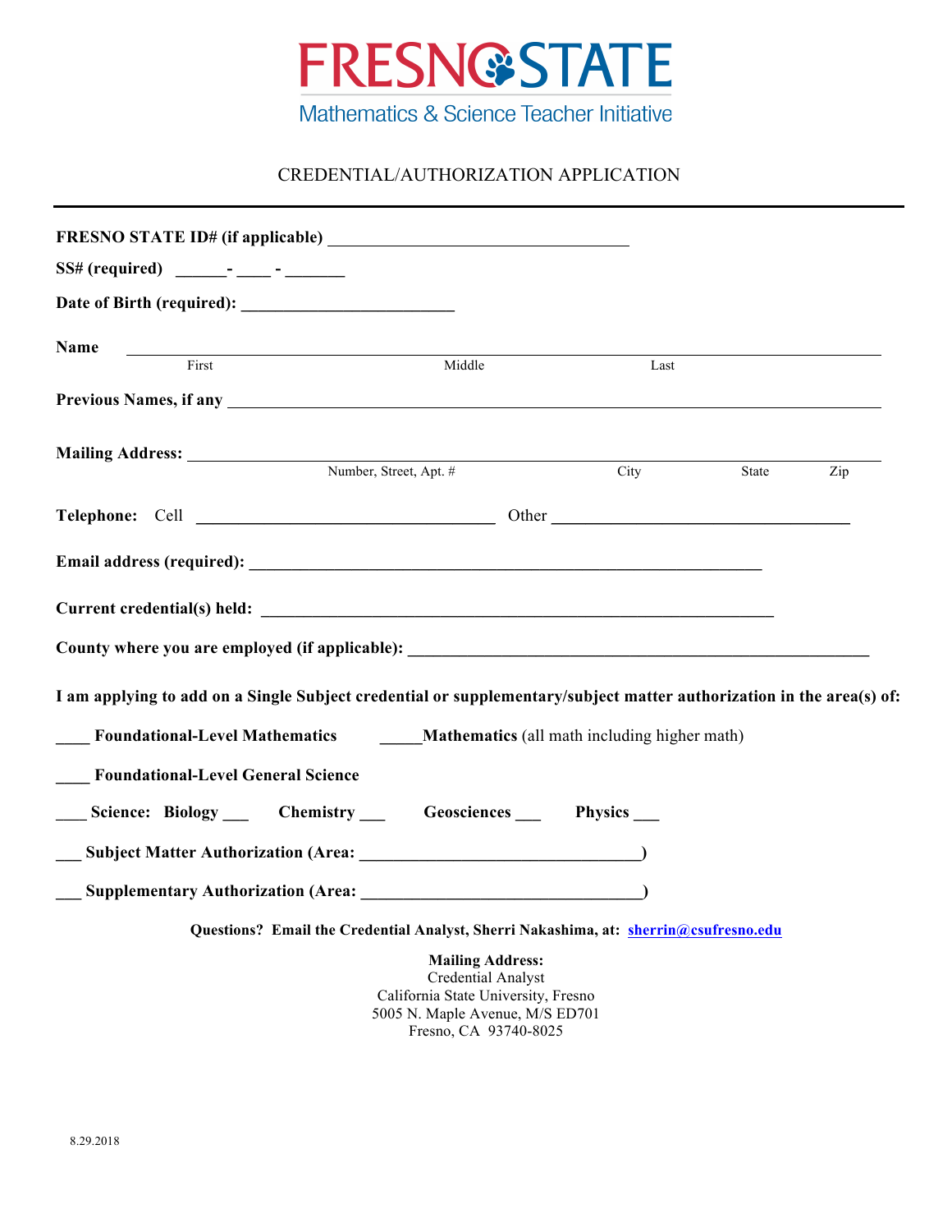# FRESNO STATE

## Mathematics & Science Teacher Initiative

CREDENTIAL/AUTHORIZATION APPLICATION

---

**FRESNO STATE ID# (if applicable)** ___________________________________

**SS# (required)** ______- ____ - _______

**Date of Birth (required):** _________________________

**Name** _______________________________________________________________________________
First Middle Last

**Previous Names, if any** ______________________________________________________________

**Mailing Address:** ____________________________________________________________________
Number, Street, Apt. # City State Zip

**Telephone:** Cell ___________________________________ Other ___________________________________

**Email address (required):** ____________________________________________________________

**Current credential(s) held:** __________________________________________________________

**County where you are employed (if applicable):** ______________________________________

**I am applying to add on a Single Subject credential or supplementary/subject matter authorization in the area(s) of:**

____ **Foundational-Level Mathematics** _____**Mathematics** (all math including higher math)

____ **Foundational-Level General Science**

____ **Science: Biology** ___ **Chemistry** ___ **Geosciences** ___ **Physics** ___

___ **Subject Matter Authorization (Area:** _________________________________**)**

___ **Supplementary Authorization (Area:** _________________________________**)**

**Questions? Email the Credential Analyst, Sherri Nakashima, at: sherrin@csufresno.edu**

**Mailing Address:**
Credential Analyst
California State University, Fresno
5005 N. Maple Avenue, M/S ED701
Fresno, CA 93740-8025

8.29.2018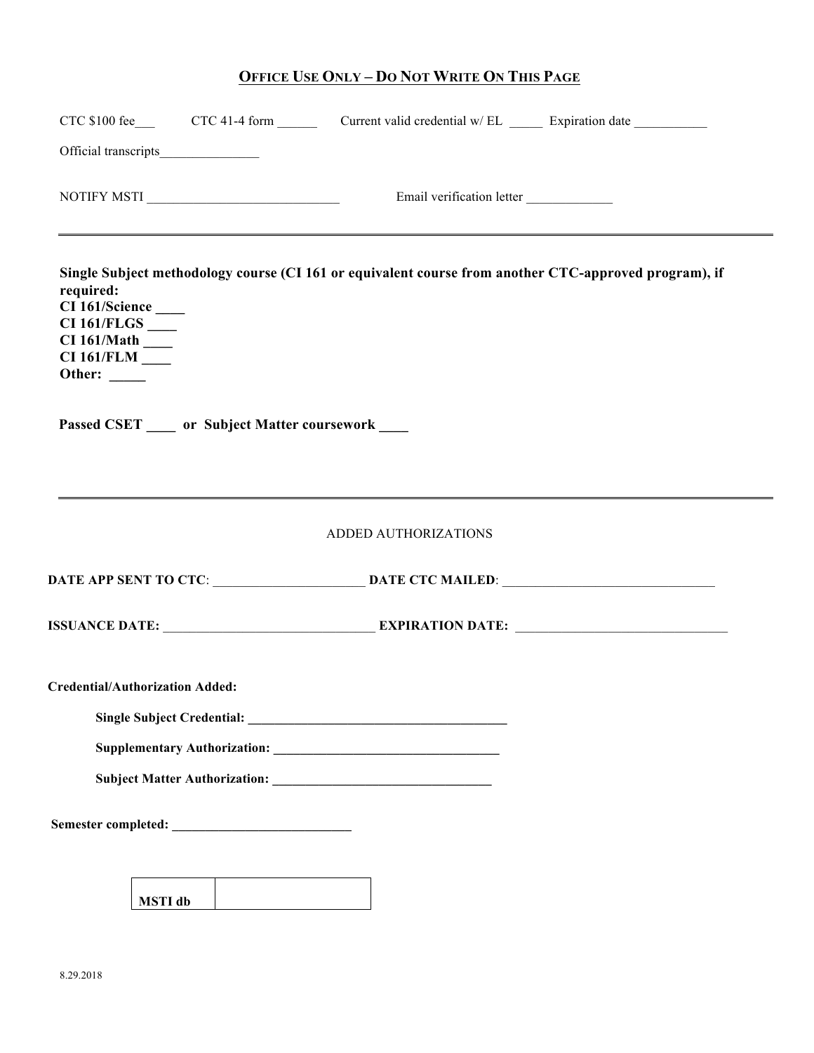## OFFICE USE ONLY – DO NOT WRITE ON THIS PAGE

CTC $100 fee___ CTC 41-4 form ______ Current valid credential w/ EL _____ Expiration date ___________

Official transcripts_______________

NOTIFY MSTI ____________________________ Email verification letter _____________

---

**Single Subject methodology course (CI 161 or equivalent course from another CTC-approved program), if required:**
**CI 161/Science ____**
**CI 161/FLGS ____**
**CI 161/Math ____**
**CI 161/FLM ____**
**Other: _____**

**Passed CSET ____ or Subject Matter coursework ____**

---

ADDED AUTHORIZATIONS

**DATE APP SENT TO CTC**: ______________________ **DATE CTC MAILED**: ________________________________

**ISSUANCE DATE:** _______________________________ **EXPIRATION DATE:** ________________________________

**Credential/Authorization Added:**

**Single Subject Credential: _______________________________________**

**Supplementary Authorization: __________________________________**

**Subject Matter Authorization: _________________________________**

**Semester completed: ___________________________**

| | |
|---|---|
| **MSTI db** | |

8.29.2018